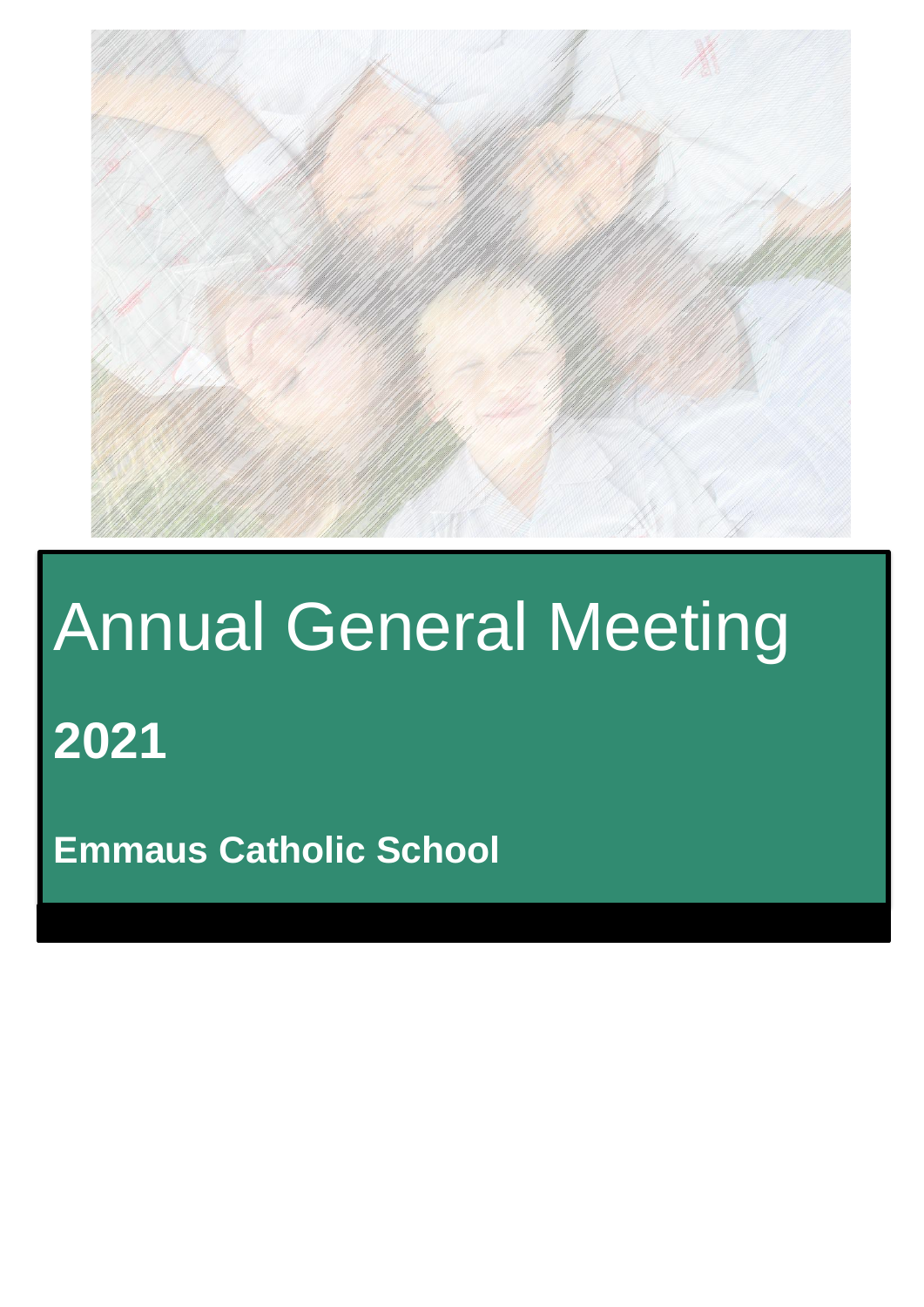# Annual General Meeting

## 2021

**Emmaus Catholic School**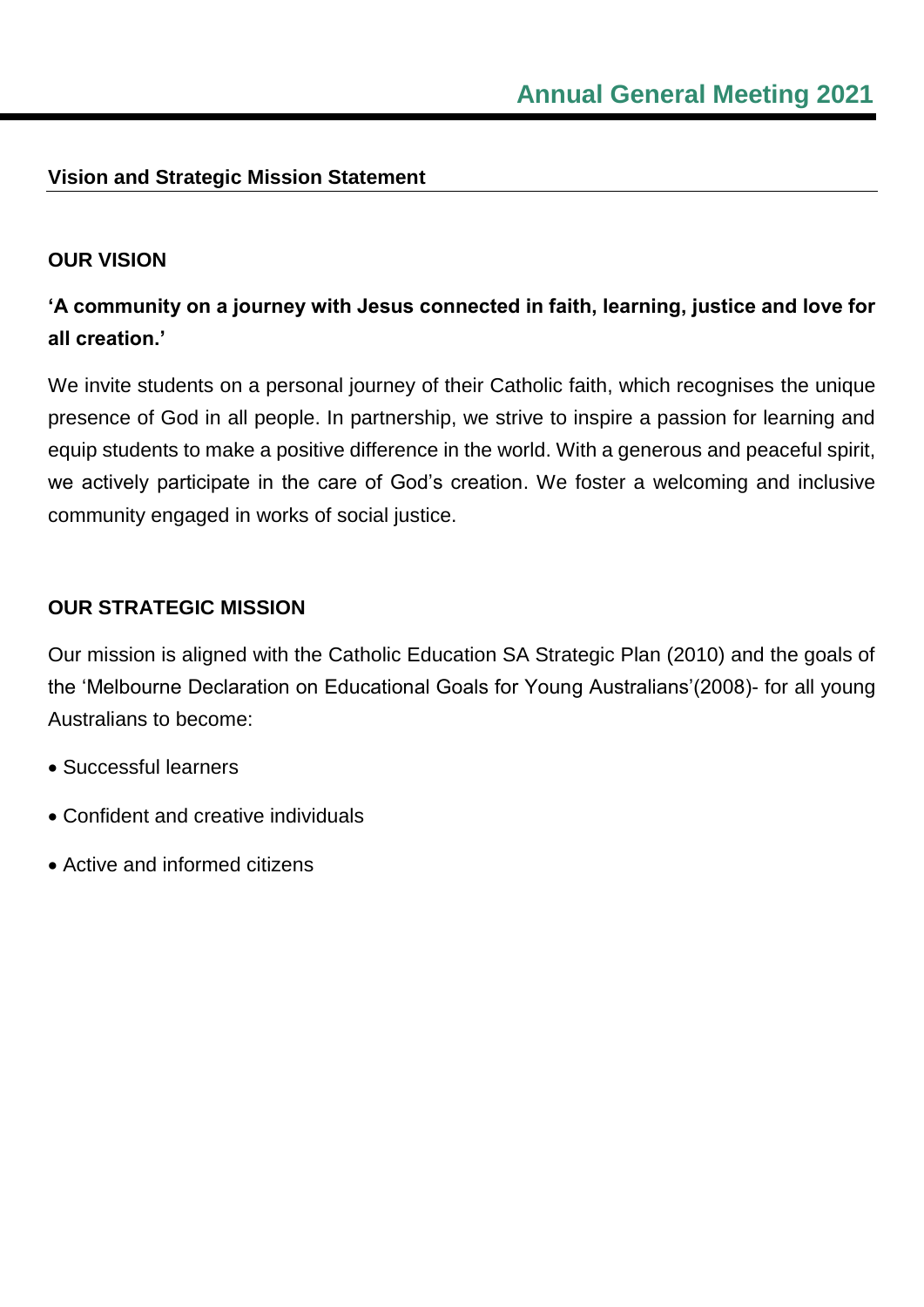## Vision and Strategic Mission Statement

### OUR VISION

**'A community on a journey with Jesus connected in faith, learning, justice and love for all creation.'**

We invite students on a personal journey of their Catholic faith, which recognises the unique presence of God in all people. In partnership, we strive to inspire a passion for learning and equip students to make a positive difference in the world. With a generous and peaceful spirit, we actively participate in the care of God's creation. We foster a welcoming and inclusive community engaged in works of social justice.

### OUR STRATEGIC MISSION

Our mission is aligned with the Catholic Education SA Strategic Plan (2010) and the goals of the 'Melbourne Declaration on Educational Goals for Young Australians'(2008)- for all young Australians to become:

- Successful learners
- Confident and creative individuals
- Active and informed citizens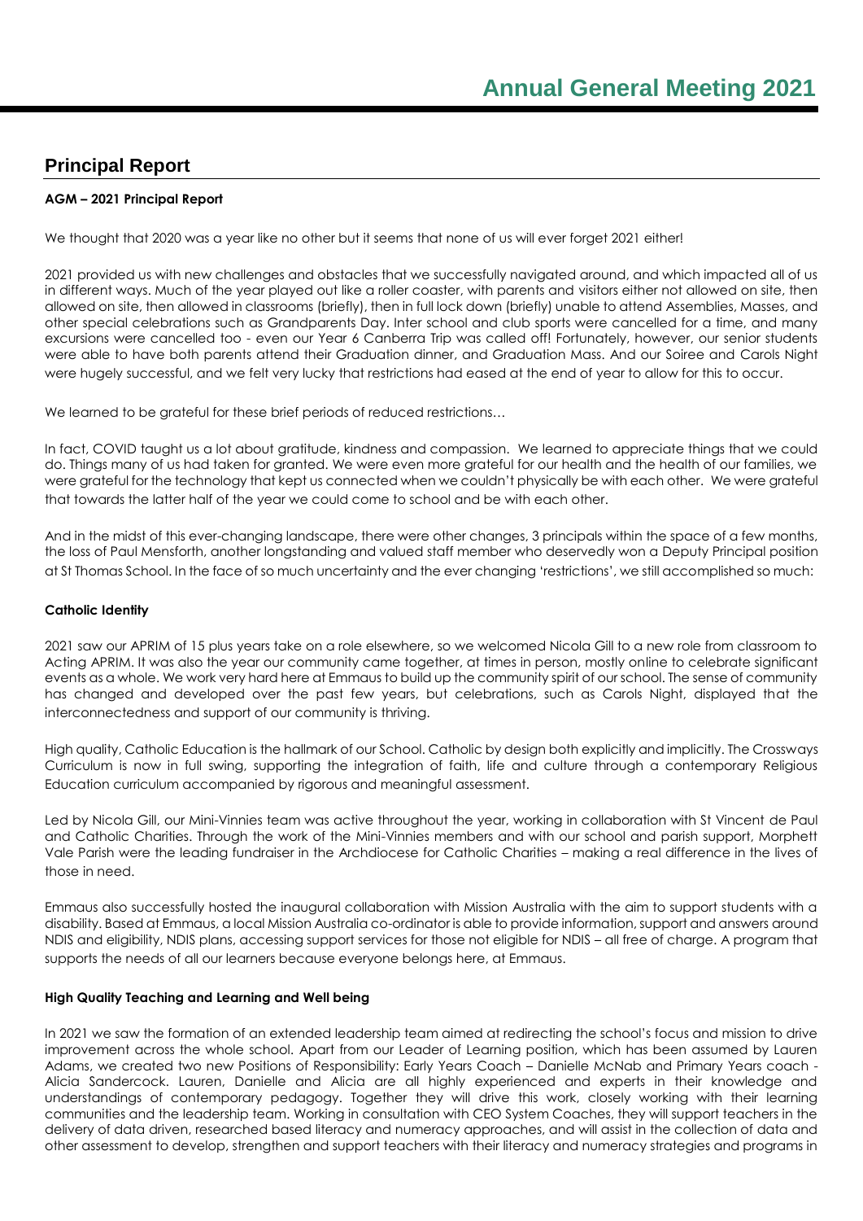# Annual General Meeting 2021

## Principal Report

**AGM – 2021 Principal Report**

We thought that 2020 was a year like no other but it seems that none of us will ever forget 2021 either!

2021 provided us with new challenges and obstacles that we successfully navigated around, and which impacted all of us in different ways. Much of the year played out like a roller coaster, with parents and visitors either not allowed on site, then allowed on site, then allowed in classrooms (briefly), then in full lock down (briefly) unable to attend Assemblies, Masses, and other special celebrations such as Grandparents Day. Inter school and club sports were cancelled for a time, and many excursions were cancelled too - even our Year 6 Canberra Trip was called off! Fortunately, however, our senior students were able to have both parents attend their Graduation dinner, and Graduation Mass. And our Soiree and Carols Night were hugely successful, and we felt very lucky that restrictions had eased at the end of year to allow for this to occur.

We learned to be grateful for these brief periods of reduced restrictions…

In fact, COVID taught us a lot about gratitude, kindness and compassion. We learned to appreciate things that we could do. Things many of us had taken for granted. We were even more grateful for our health and the health of our families, we were grateful for the technology that kept us connected when we couldn't physically be with each other. We were grateful that towards the latter half of the year we could come to school and be with each other.

And in the midst of this ever-changing landscape, there were other changes, 3 principals within the space of a few months, the loss of Paul Mensforth, another longstanding and valued staff member who deservedly won a Deputy Principal position at St Thomas School. In the face of so much uncertainty and the ever changing 'restrictions', we still accomplished so much:

**Catholic Identity**

2021 saw our APRIM of 15 plus years take on a role elsewhere, so we welcomed Nicola Gill to a new role from classroom to Acting APRIM. It was also the year our community came together, at times in person, mostly online to celebrate significant events as a whole. We work very hard here at Emmaus to build up the community spirit of our school. The sense of community has changed and developed over the past few years, but celebrations, such as Carols Night, displayed that the interconnectedness and support of our community is thriving.

High quality, Catholic Education is the hallmark of our School. Catholic by design both explicitly and implicitly. The Crossways Curriculum is now in full swing, supporting the integration of faith, life and culture through a contemporary Religious Education curriculum accompanied by rigorous and meaningful assessment.

Led by Nicola Gill, our Mini-Vinnies team was active throughout the year, working in collaboration with St Vincent de Paul and Catholic Charities. Through the work of the Mini-Vinnies members and with our school and parish support, Morphett Vale Parish were the leading fundraiser in the Archdiocese for Catholic Charities – making a real difference in the lives of those in need.

Emmaus also successfully hosted the inaugural collaboration with Mission Australia with the aim to support students with a disability. Based at Emmaus, a local Mission Australia co-ordinator is able to provide information, support and answers around NDIS and eligibility, NDIS plans, accessing support services for those not eligible for NDIS – all free of charge. A program that supports the needs of all our learners because everyone belongs here, at Emmaus.

**High Quality Teaching and Learning and Well being**

In 2021 we saw the formation of an extended leadership team aimed at redirecting the school's focus and mission to drive improvement across the whole school. Apart from our Leader of Learning position, which has been assumed by Lauren Adams, we created two new Positions of Responsibility: Early Years Coach – Danielle McNab and Primary Years coach - Alicia Sandercock. Lauren, Danielle and Alicia are all highly experienced and experts in their knowledge and understandings of contemporary pedagogy. Together they will drive this work, closely working with their learning communities and the leadership team. Working in consultation with CEO System Coaches, they will support teachers in the delivery of data driven, researched based literacy and numeracy approaches, and will assist in the collection of data and other assessment to develop, strengthen and support teachers with their literacy and numeracy strategies and programs in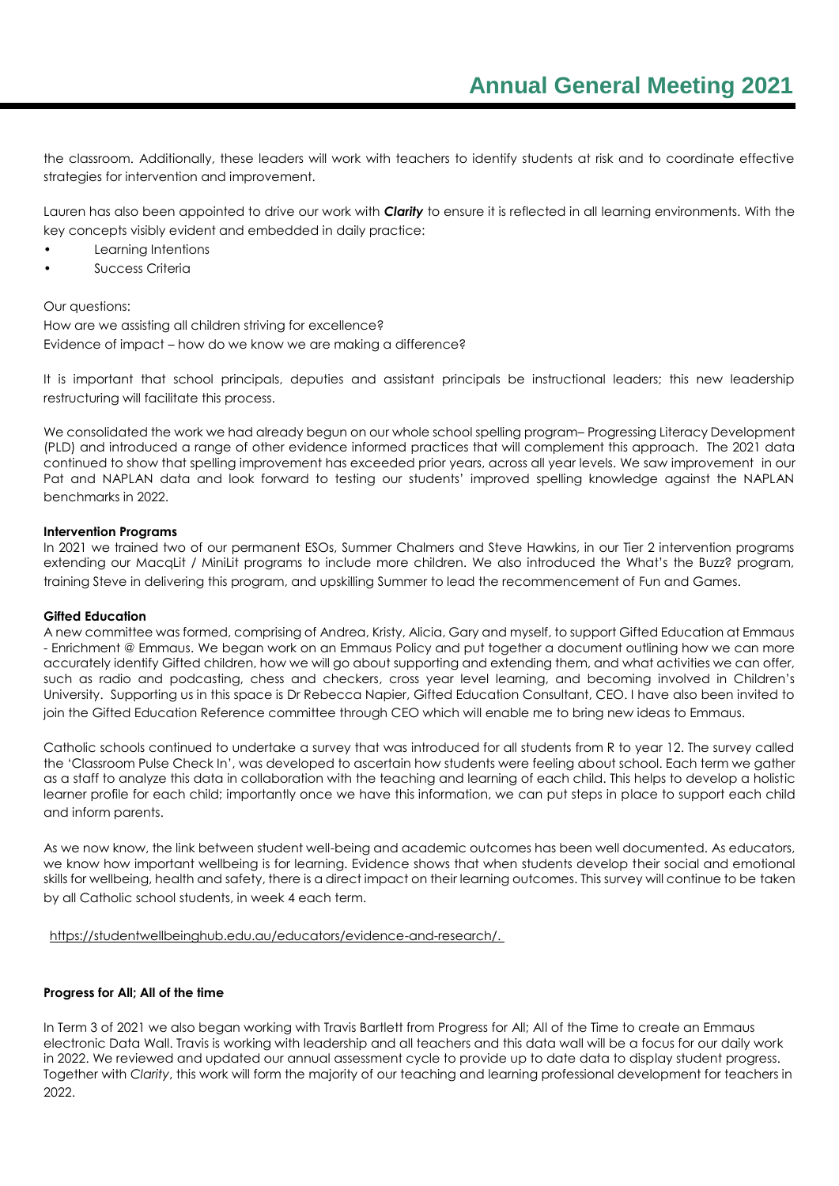the classroom. Additionally, these leaders will work with teachers to identify students at risk and to coordinate effective strategies for intervention and improvement.

Lauren has also been appointed to drive our work with ***Clarity*** to ensure it is reflected in all learning environments. With the key concepts visibly evident and embedded in daily practice:

- Learning Intentions
- Success Criteria

Our questions:
How are we assisting all children striving for excellence?
Evidence of impact – how do we know we are making a difference?

It is important that school principals, deputies and assistant principals be instructional leaders; this new leadership restructuring will facilitate this process.

We consolidated the work we had already begun on our whole school spelling program– Progressing Literacy Development (PLD) and introduced a range of other evidence informed practices that will complement this approach. The 2021 data continued to show that spelling improvement has exceeded prior years, across all year levels. We saw improvement in our Pat and NAPLAN data and look forward to testing our students' improved spelling knowledge against the NAPLAN benchmarks in 2022.

**Intervention Programs**
In 2021 we trained two of our permanent ESOs, Summer Chalmers and Steve Hawkins, in our Tier 2 intervention programs extending our MacqLit / MiniLit programs to include more children. We also introduced the What's the Buzz? program, training Steve in delivering this program, and upskilling Summer to lead the recommencement of Fun and Games.

**Gifted Education**
A new committee was formed, comprising of Andrea, Kristy, Alicia, Gary and myself, to support Gifted Education at Emmaus - Enrichment @ Emmaus. We began work on an Emmaus Policy and put together a document outlining how we can more accurately identify Gifted children, how we will go about supporting and extending them, and what activities we can offer, such as radio and podcasting, chess and checkers, cross year level learning, and becoming involved in Children's University. Supporting us in this space is Dr Rebecca Napier, Gifted Education Consultant, CEO. I have also been invited to join the Gifted Education Reference committee through CEO which will enable me to bring new ideas to Emmaus.

Catholic schools continued to undertake a survey that was introduced for all students from R to year 12. The survey called the 'Classroom Pulse Check In', was developed to ascertain how students were feeling about school. Each term we gather as a staff to analyze this data in collaboration with the teaching and learning of each child. This helps to develop a holistic learner profile for each child; importantly once we have this information, we can put steps in place to support each child and inform parents.

As we now know, the link between student well-being and academic outcomes has been well documented. As educators, we know how important wellbeing is for learning. Evidence shows that when students develop their social and emotional skills for wellbeing, health and safety, there is a direct impact on their learning outcomes. This survey will continue to be taken by all Catholic school students, in week 4 each term.

https://studentwellbeinghub.edu.au/educators/evidence-and-research/.

**Progress for All; All of the time**

In Term 3 of 2021 we also began working with Travis Bartlett from Progress for All; All of the Time to create an Emmaus electronic Data Wall. Travis is working with leadership and all teachers and this data wall will be a focus for our daily work in 2022. We reviewed and updated our annual assessment cycle to provide up to date data to display student progress. Together with *Clarity*, this work will form the majority of our teaching and learning professional development for teachers in 2022.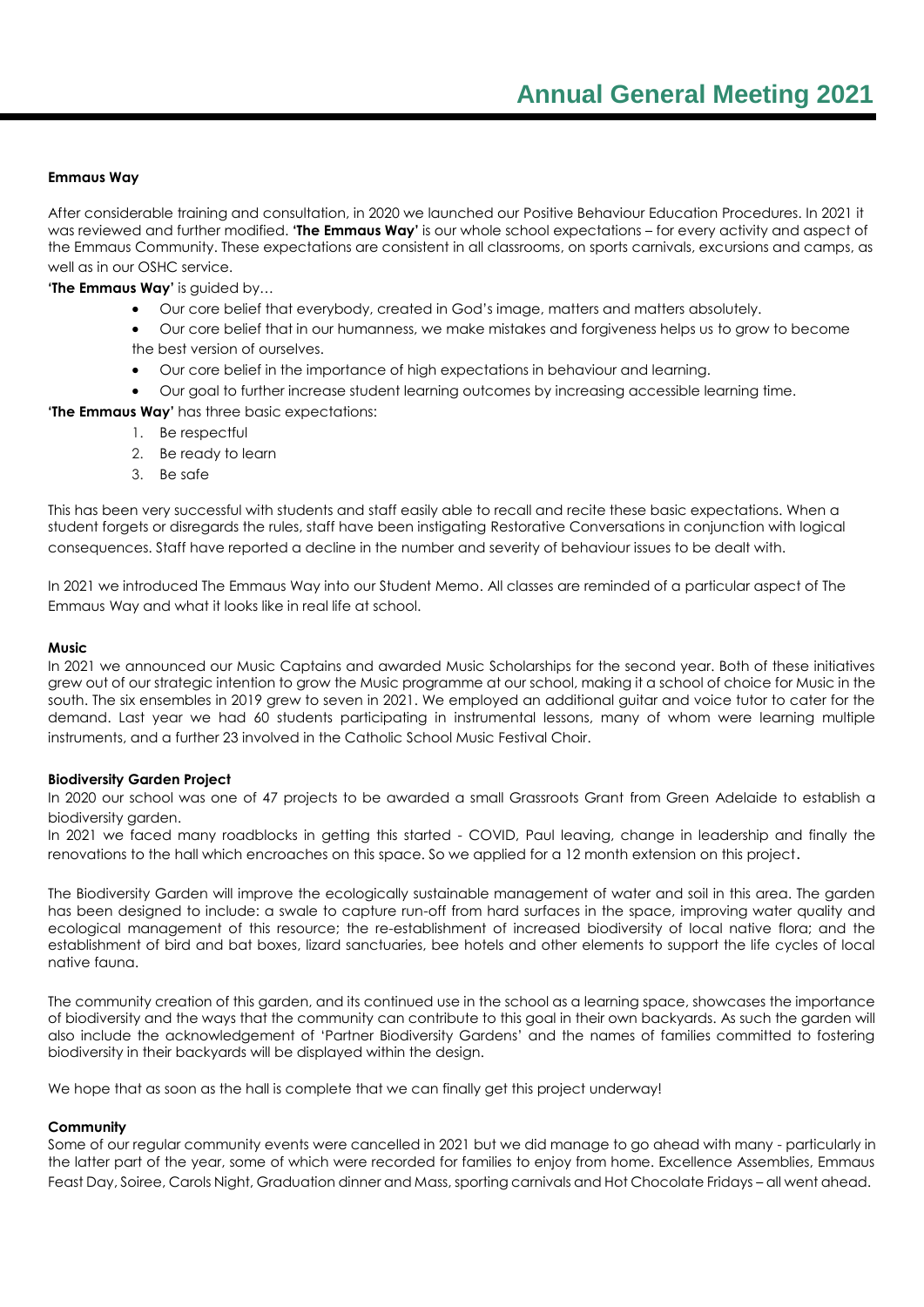**Emmaus Way**

After considerable training and consultation, in 2020 we launched our Positive Behaviour Education Procedures. In 2021 it was reviewed and further modified. **'The Emmaus Way'** is our whole school expectations – for every activity and aspect of the Emmaus Community. These expectations are consistent in all classrooms, on sports carnivals, excursions and camps, as well as in our OSHC service.

**'The Emmaus Way'** is guided by…

- Our core belief that everybody, created in God's image, matters and matters absolutely.
- Our core belief that in our humanness, we make mistakes and forgiveness helps us to grow to become the best version of ourselves.
- Our core belief in the importance of high expectations in behaviour and learning.
- Our goal to further increase student learning outcomes by increasing accessible learning time.

**'The Emmaus Way'** has three basic expectations:

1. Be respectful
2. Be ready to learn
3. Be safe

This has been very successful with students and staff easily able to recall and recite these basic expectations. When a student forgets or disregards the rules, staff have been instigating Restorative Conversations in conjunction with logical consequences. Staff have reported a decline in the number and severity of behaviour issues to be dealt with.

In 2021 we introduced The Emmaus Way into our Student Memo. All classes are reminded of a particular aspect of The Emmaus Way and what it looks like in real life at school.

**Music**

In 2021 we announced our Music Captains and awarded Music Scholarships for the second year. Both of these initiatives grew out of our strategic intention to grow the Music programme at our school, making it a school of choice for Music in the south. The six ensembles in 2019 grew to seven in 2021. We employed an additional guitar and voice tutor to cater for the demand. Last year we had 60 students participating in instrumental lessons, many of whom were learning multiple instruments, and a further 23 involved in the Catholic School Music Festival Choir.

**Biodiversity Garden Project**

In 2020 our school was one of 47 projects to be awarded a small Grassroots Grant from Green Adelaide to establish a biodiversity garden.

In 2021 we faced many roadblocks in getting this started - COVID, Paul leaving, change in leadership and finally the renovations to the hall which encroaches on this space. So we applied for a 12 month extension on this project.

The Biodiversity Garden will improve the ecologically sustainable management of water and soil in this area. The garden has been designed to include: a swale to capture run-off from hard surfaces in the space, improving water quality and ecological management of this resource; the re-establishment of increased biodiversity of local native flora; and the establishment of bird and bat boxes, lizard sanctuaries, bee hotels and other elements to support the life cycles of local native fauna.

The community creation of this garden, and its continued use in the school as a learning space, showcases the importance of biodiversity and the ways that the community can contribute to this goal in their own backyards. As such the garden will also include the acknowledgement of 'Partner Biodiversity Gardens' and the names of families committed to fostering biodiversity in their backyards will be displayed within the design.

We hope that as soon as the hall is complete that we can finally get this project underway!

**Community**

Some of our regular community events were cancelled in 2021 but we did manage to go ahead with many - particularly in the latter part of the year, some of which were recorded for families to enjoy from home. Excellence Assemblies, Emmaus Feast Day, Soiree, Carols Night, Graduation dinner and Mass, sporting carnivals and Hot Chocolate Fridays – all went ahead.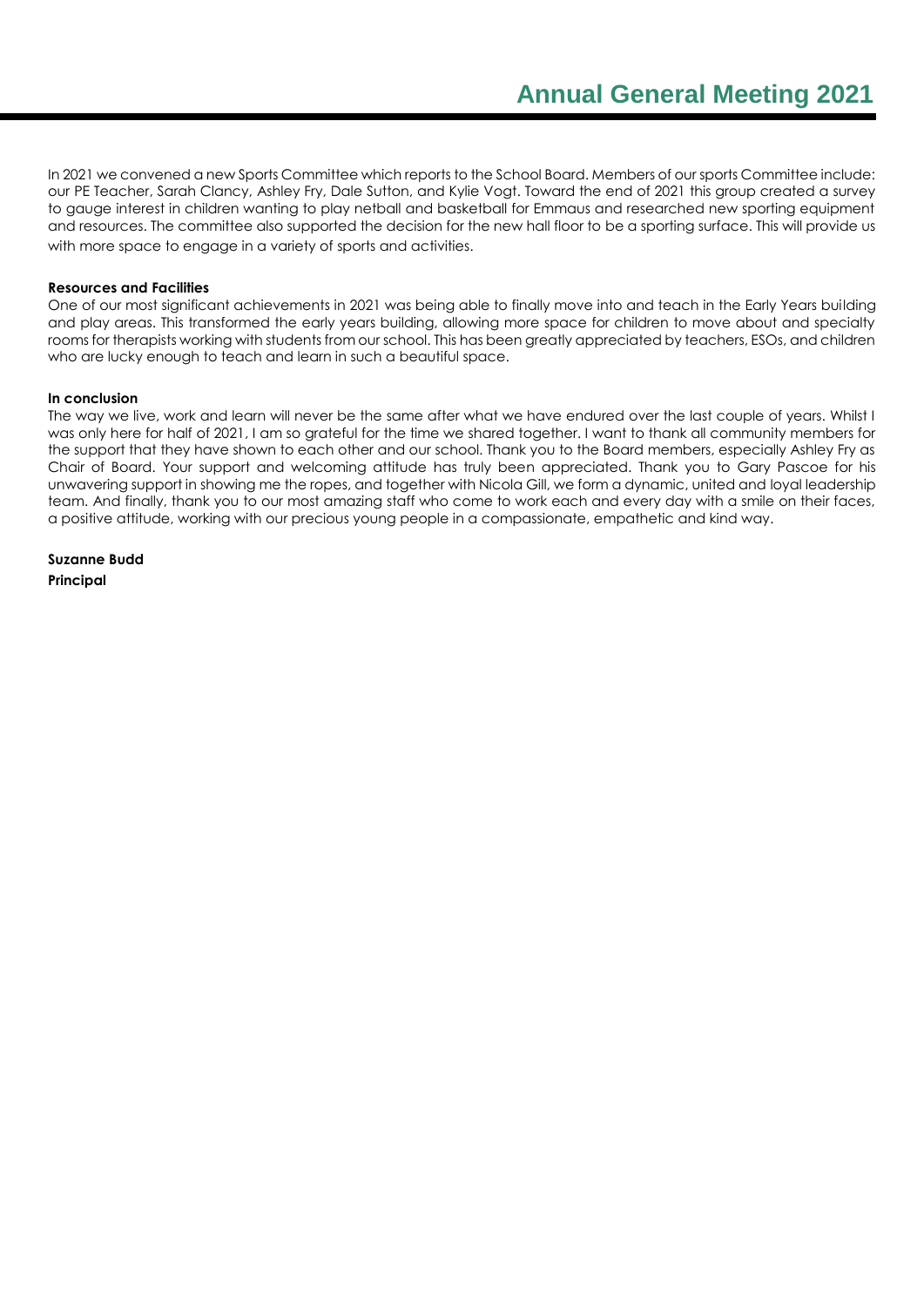In 2021 we convened a new Sports Committee which reports to the School Board. Members of our sports Committee include: our PE Teacher, Sarah Clancy, Ashley Fry, Dale Sutton, and Kylie Vogt. Toward the end of 2021 this group created a survey to gauge interest in children wanting to play netball and basketball for Emmaus and researched new sporting equipment and resources. The committee also supported the decision for the new hall floor to be a sporting surface. This will provide us with more space to engage in a variety of sports and activities.

**Resources and Facilities**

One of our most significant achievements in 2021 was being able to finally move into and teach in the Early Years building and play areas. This transformed the early years building, allowing more space for children to move about and specialty rooms for therapists working with students from our school. This has been greatly appreciated by teachers, ESOs, and children who are lucky enough to teach and learn in such a beautiful space.

**In conclusion**

The way we live, work and learn will never be the same after what we have endured over the last couple of years. Whilst I was only here for half of 2021, I am so grateful for the time we shared together. I want to thank all community members for the support that they have shown to each other and our school. Thank you to the Board members, especially Ashley Fry as Chair of Board. Your support and welcoming attitude has truly been appreciated. Thank you to Gary Pascoe for his unwavering support in showing me the ropes, and together with Nicola Gill, we form a dynamic, united and loyal leadership team. And finally, thank you to our most amazing staff who come to work each and every day with a smile on their faces, a positive attitude, working with our precious young people in a compassionate, empathetic and kind way.

**Suzanne Budd**
**Principal**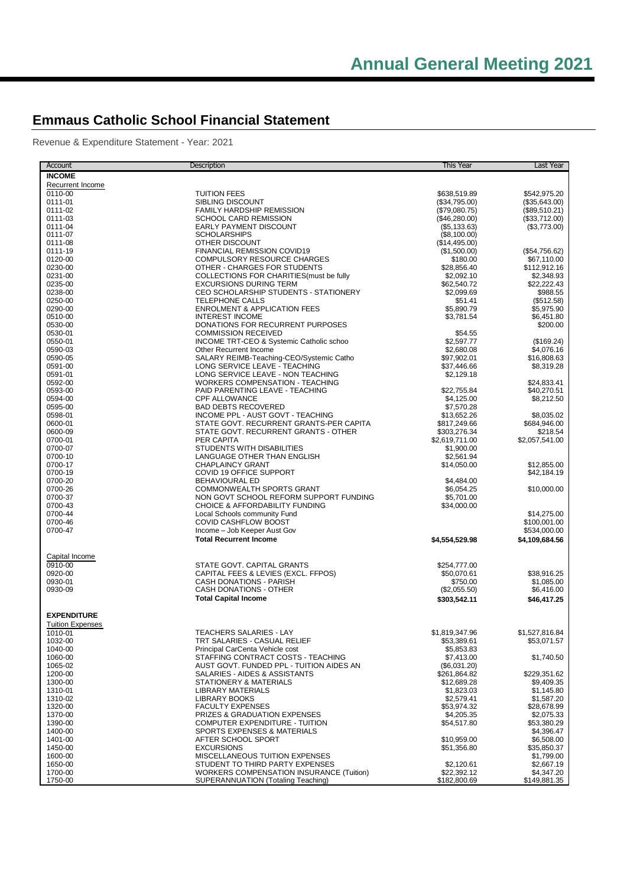# Emmaus Catholic School Financial Statement

Revenue & Expenditure Statement - Year: 2021

| Account | Description | This Year | Last Year |
|---|---|---|---|
| **INCOME** | | | |
| Recurrent Income | | | |
| 0110-00 | TUITION FEES | $638,519.89 | $542,975.20 |
| 0111-01 | SIBLING DISCOUNT | ($34,795.00) | ($35,643.00) |
| 0111-02 | FAMILY HARDSHIP REMISSION | ($79,080.75) | ($89,510.21) |
| 0111-03 | SCHOOL CARD REMISSION | ($46,280.00) | ($33,712.00) |
| 0111-04 | EARLY PAYMENT DISCOUNT | ($5,133.63) | ($3,773.00) |
| 0111-07 | SCHOLARSHIPS | ($8,100.00) | |
| 0111-08 | OTHER DISCOUNT | ($14,495.00) | |
| 0111-19 | FINANCIAL REMISSION COVID19 | ($1,500.00) | ($54,756.62) |
| 0120-00 | COMPULSORY RESOURCE CHARGES | $180.00 | $67,110.00 |
| 0230-00 | OTHER - CHARGES FOR STUDENTS | $28,856.40 | $112,912.16 |
| 0231-00 | COLLECTIONS FOR CHARITIES(must be fully | $2,092.10 | $2,348.93 |
| 0235-00 | EXCURSIONS DURING TERM | $62,540.72 | $22,222.43 |
| 0238-00 | CEO SCHOLARSHIP STUDENTS - STATIONERY | $2,099.69 | $988.55 |
| 0250-00 | TELEPHONE CALLS | $51.41 | ($512.58) |
| 0290-00 | ENROLMENT & APPLICATION FEES | $5,890.79 | $5,975.90 |
| 0510-00 | INTEREST INCOME | $3,781.54 | $6,451.80 |
| 0530-00 | DONATIONS FOR RECURRENT PURPOSES | | $200.00 |
| 0530-01 | COMMISSION RECEIVED | $54.55 | |
| 0550-01 | INCOME TRT-CEO & Systemic Catholic schoo | $2,597.77 | ($169.24) |
| 0590-03 | Other Recurrent Income | $2,680.08 | $4,076.16 |
| 0590-05 | SALARY REIMB-Teaching-CEO/Systemic Catho | $97,902.01 | $16,808.63 |
| 0591-00 | LONG SERVICE LEAVE - TEACHING | $37,446.66 | $8,319.28 |
| 0591-01 | LONG SERVICE LEAVE - NON TEACHING | $2,129.18 | |
| 0592-00 | WORKERS COMPENSATION - TEACHING | | $24,833.41 |
| 0593-00 | PAID PARENTING LEAVE - TEACHING | $22,755.84 | $40,270.51 |
| 0594-00 | CPF ALLOWANCE | $4,125.00 | $8,212.50 |
| 0595-00 | BAD DEBTS RECOVERED | $7,570.28 | |
| 0598-01 | INCOME PPL - AUST GOVT - TEACHING | $13,652.26 | $8,035.02 |
| 0600-01 | STATE GOVT. RECURRENT GRANTS-PER CAPITA | $817,249.66 | $684,946.00 |
| 0600-09 | STATE GOVT. RECURRENT GRANTS - OTHER | $303,276.34 | $218.54 |
| 0700-01 | PER CAPITA | $2,619,711.00 | $2,057,541.00 |
| 0700-07 | STUDENTS WITH DISABILITIES | $1,900.00 | |
| 0700-10 | LANGUAGE OTHER THAN ENGLISH | $2,561.94 | |
| 0700-17 | CHAPLAINCY GRANT | $14,050.00 | $12,855.00 |
| 0700-19 | COVID 19 OFFICE SUPPORT | | $42,184.19 |
| 0700-20 | BEHAVIOURAL ED | $4,484.00 | |
| 0700-26 | COMMONWEALTH SPORTS GRANT | $6,054.25 | $10,000.00 |
| 0700-37 | NON GOVT SCHOOL REFORM SUPPORT FUNDING | $5,701.00 | |
| 0700-43 | CHOICE & AFFORDABILITY FUNDING | $34,000.00 | |
| 0700-44 | Local Schools community Fund | | $14,275.00 |
| 0700-46 | COVID CASHFLOW BOOST | | $100,001.00 |
| 0700-47 | Income – Job Keeper Aust Gov | | $534,000.00 |
| | **Total Recurrent Income** | **$4,554,529.98** | **$4,109,684.56** |
| Capital Income | | | |
| 0910-00 | STATE GOVT. CAPITAL GRANTS | $254,777.00 | |
| 0920-00 | CAPITAL FEES & LEVIES (EXCL. FFPOS) | $50,070.61 | $38,916.25 |
| 0930-01 | CASH DONATIONS - PARISH | $750.00 | $1,085.00 |
| 0930-09 | CASH DONATIONS - OTHER | ($2,055.50) | $6,416.00 |
| | **Total Capital Income** | **$303,542.11** | **$46,417.25** |
| **EXPENDITURE** | | | |
| Tuition Expenses | | | |
| 1010-01 | TEACHERS SALARIES - LAY | $1,819,347.96 | $1,527,816.84 |
| 1032-00 | TRT SALARIES - CASUAL RELIEF | $53,389.61 | $53,071.57 |
| 1040-00 | Principal CarCenta Vehicle cost | $5,853.83 | |
| 1060-00 | STAFFING CONTRACT COSTS - TEACHING | $7,413.00 | $1,740.50 |
| 1065-02 | AUST GOVT. FUNDED PPL - TUITION AIDES AN | ($6,031.20) | |
| 1200-00 | SALARIES - AIDES & ASSISTANTS | $261,864.82 | $229,351.62 |
| 1300-00 | STATIONERY & MATERIALS | $12,689.28 | $9,409.35 |
| 1310-01 | LIBRARY MATERIALS | $1,823.03 | $1,145.80 |
| 1310-02 | LIBRARY BOOKS | $2,579.41 | $1,587.20 |
| 1320-00 | FACULTY EXPENSES | $53,974.32 | $28,678.99 |
| 1370-00 | PRIZES & GRADUATION EXPENSES | $4,205.35 | $2,075.33 |
| 1390-00 | COMPUTER EXPENDITURE - TUITION | $54,517.80 | $53,380.29 |
| 1400-00 | SPORTS EXPENSES & MATERIALS | | $4,396.47 |
| 1401-00 | AFTER SCHOOL SPORT | $10,959.00 | $6,508.00 |
| 1450-00 | EXCURSIONS | $51,356.80 | $35,850.37 |
| 1600-00 | MISCELLANEOUS TUITION EXPENSES | | $1,799.00 |
| 1650-00 | STUDENT TO THIRD PARTY EXPENSES | $2,120.61 | $2,667.19 |
| 1700-00 | WORKERS COMPENSATION INSURANCE (Tuition) | $22,392.12 | $4,347.20 |
| 1750-00 | SUPERANNUATION (Totaling Teaching) | $182,800.69 | $149,881.35 |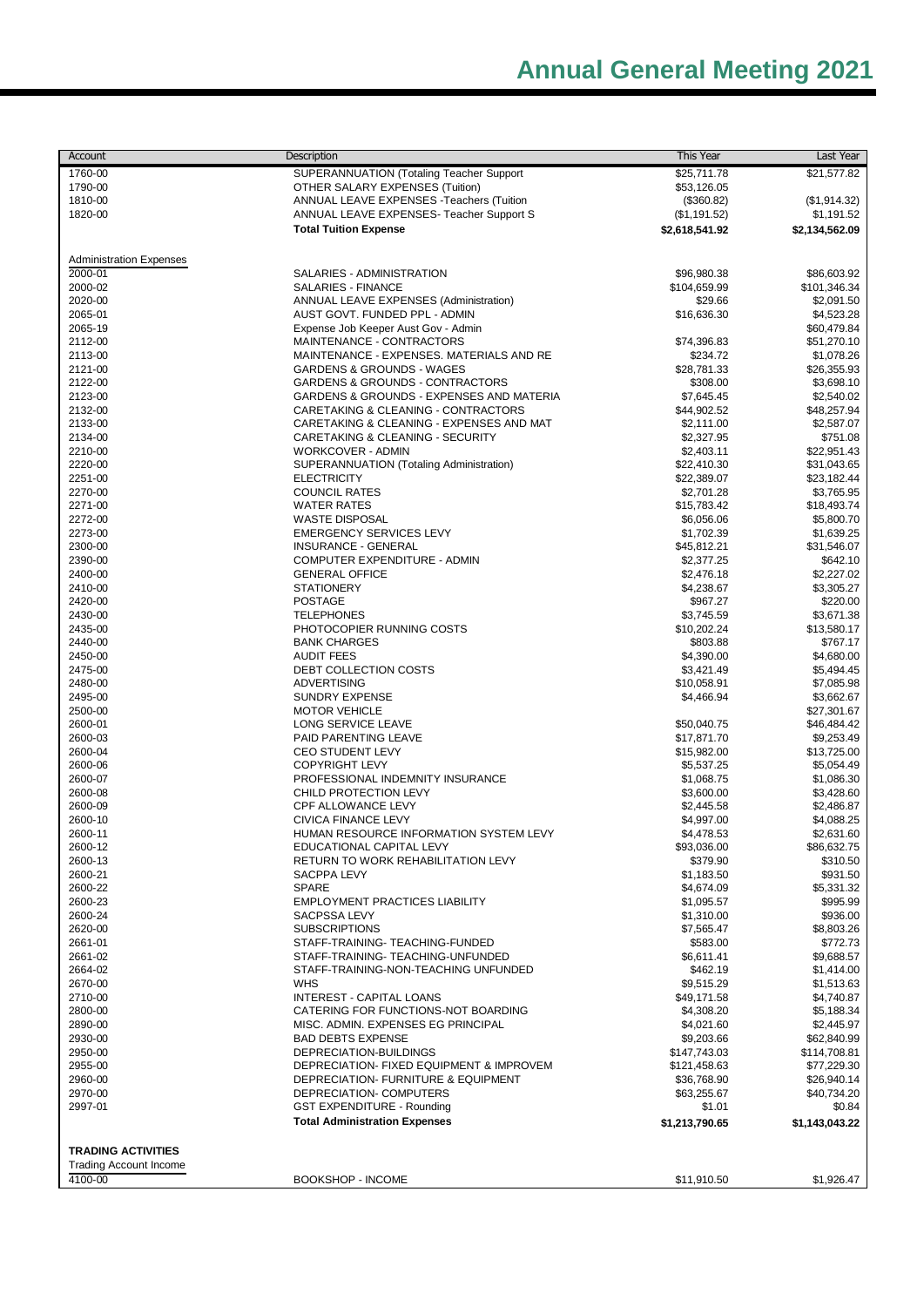| Account | Description | This Year | Last Year |
|---|---|---|---|
| 1760-00 | SUPERANNUATION (Totaling Teacher Support | $25,711.78 | $21,577.82 |
| 1790-00 | OTHER SALARY EXPENSES (Tuition) | $53,126.05 | |
| 1810-00 | ANNUAL LEAVE EXPENSES -Teachers (Tuition | ($360.82) | ($1,914.32) |
| 1820-00 | ANNUAL LEAVE EXPENSES- Teacher Support S | ($1,191.52) | $1,191.52 |
| | **Total Tuition Expense** | **$2,618,541.92** | **$2,134,562.09** |
| Administration Expenses | | | |
| 2000-01 | SALARIES - ADMINISTRATION | $96,980.38 | $86,603.92 |
| 2000-02 | SALARIES - FINANCE | $104,659.99 | $101,346.34 |
| 2020-00 | ANNUAL LEAVE EXPENSES (Administration) | $29.66 | $2,091.50 |
| 2065-01 | AUST GOVT. FUNDED PPL - ADMIN | $16,636.30 | $4,523.28 |
| 2065-19 | Expense Job Keeper Aust Gov - Admin | | $60,479.84 |
| 2112-00 | MAINTENANCE - CONTRACTORS | $74,396.83 | $51,270.10 |
| 2113-00 | MAINTENANCE - EXPENSES. MATERIALS AND RE | $234.72 | $1,078.26 |
| 2121-00 | GARDENS & GROUNDS - WAGES | $28,781.33 | $26,355.93 |
| 2122-00 | GARDENS & GROUNDS - CONTRACTORS | $308.00 | $3,698.10 |
| 2123-00 | GARDENS & GROUNDS - EXPENSES AND MATERIA | $7,645.45 | $2,540.02 |
| 2132-00 | CARETAKING & CLEANING - CONTRACTORS | $44,902.52 | $48,257.94 |
| 2133-00 | CARETAKING & CLEANING - EXPENSES AND MAT | $2,111.00 | $2,587.07 |
| 2134-00 | CARETAKING & CLEANING - SECURITY | $2,327.95 | $751.08 |
| 2210-00 | WORKCOVER - ADMIN | $2,403.11 | $22,951.43 |
| 2220-00 | SUPERANNUATION (Totaling Administration) | $22,410.30 | $31,043.65 |
| 2251-00 | ELECTRICITY | $22,389.07 | $23,182.44 |
| 2270-00 | COUNCIL RATES | $2,701.28 | $3,765.95 |
| 2271-00 | WATER RATES | $15,783.42 | $18,493.74 |
| 2272-00 | WASTE DISPOSAL | $6,056.06 | $5,800.70 |
| 2273-00 | EMERGENCY SERVICES LEVY | $1,702.39 | $1,639.25 |
| 2300-00 | INSURANCE - GENERAL | $45,812.21 | $31,546.07 |
| 2390-00 | COMPUTER EXPENDITURE - ADMIN | $2,377.25 | $642.10 |
| 2400-00 | GENERAL OFFICE | $2,476.18 | $2,227.02 |
| 2410-00 | STATIONERY | $4,238.67 | $3,305.27 |
| 2420-00 | POSTAGE | $967.27 | $220.00 |
| 2430-00 | TELEPHONES | $3,745.59 | $3,671.38 |
| 2435-00 | PHOTOCOPIER RUNNING COSTS | $10,202.24 | $13,580.17 |
| 2440-00 | BANK CHARGES | $803.88 | $767.17 |
| 2450-00 | AUDIT FEES | $4,390.00 | $4,680.00 |
| 2475-00 | DEBT COLLECTION COSTS | $3,421.49 | $5,494.45 |
| 2480-00 | ADVERTISING | $10,058.91 | $7,085.98 |
| 2495-00 | SUNDRY EXPENSE | $4,466.94 | $3,662.67 |
| 2500-00 | MOTOR VEHICLE | | $27,301.67 |
| 2600-01 | LONG SERVICE LEAVE | $50,040.75 | $46,484.42 |
| 2600-03 | PAID PARENTING LEAVE | $17,871.70 | $9,253.49 |
| 2600-04 | CEO STUDENT LEVY | $15,982.00 | $13,725.00 |
| 2600-06 | COPYRIGHT LEVY | $5,537.25 | $5,054.49 |
| 2600-07 | PROFESSIONAL INDEMNITY INSURANCE | $1,068.75 | $1,086.30 |
| 2600-08 | CHILD PROTECTION LEVY | $3,600.00 | $3,428.60 |
| 2600-09 | CPF ALLOWANCE LEVY | $2,445.58 | $2,486.87 |
| 2600-10 | CIVICA FINANCE LEVY | $4,997.00 | $4,088.25 |
| 2600-11 | HUMAN RESOURCE INFORMATION SYSTEM LEVY | $4,478.53 | $2,631.60 |
| 2600-12 | EDUCATIONAL CAPITAL LEVY | $93,036.00 | $86,632.75 |
| 2600-13 | RETURN TO WORK REHABILITATION LEVY | $379.90 | $310.50 |
| 2600-21 | SACPPA LEVY | $1,183.50 | $931.50 |
| 2600-22 | SPARE | $4,674.09 | $5,331.32 |
| 2600-23 | EMPLOYMENT PRACTICES LIABILITY | $1,095.57 | $995.99 |
| 2600-24 | SACPSSA LEVY | $1,310.00 | $936.00 |
| 2620-00 | SUBSCRIPTIONS | $7,565.47 | $8,803.26 |
| 2661-01 | STAFF-TRAINING- TEACHING-FUNDED | $583.00 | $772.73 |
| 2661-02 | STAFF-TRAINING- TEACHING-UNFUNDED | $6,611.41 | $9,688.57 |
| 2664-02 | STAFF-TRAINING-NON-TEACHING UNFUNDED | $462.19 | $1,414.00 |
| 2670-00 | WHS | $9,515.29 | $1,513.63 |
| 2710-00 | INTEREST - CAPITAL LOANS | $49,171.58 | $4,740.87 |
| 2800-00 | CATERING FOR FUNCTIONS-NOT BOARDING | $4,308.20 | $5,188.34 |
| 2890-00 | MISC. ADMIN. EXPENSES EG PRINCIPAL | $4,021.60 | $2,445.97 |
| 2930-00 | BAD DEBTS EXPENSE | $9,203.66 | $62,840.99 |
| 2950-00 | DEPRECIATION-BUILDINGS | $147,743.03 | $114,708.81 |
| 2955-00 | DEPRECIATION- FIXED EQUIPMENT & IMPROVEM | $121,458.63 | $77,229.30 |
| 2960-00 | DEPRECIATION- FURNITURE & EQUIPMENT | $36,768.90 | $26,940.14 |
| 2970-00 | DEPRECIATION- COMPUTERS | $63,255.67 | $40,734.20 |
| 2997-01 | GST EXPENDITURE - Rounding | $1.01 | $0.84 |
| | **Total Administration Expenses** | **$1,213,790.65** | **$1,143,043.22** |
| **TRADING ACTIVITIES** | | | |
| Trading Account Income | | | |
| 4100-00 | BOOKSHOP - INCOME | $11,910.50 | $1,926.47 |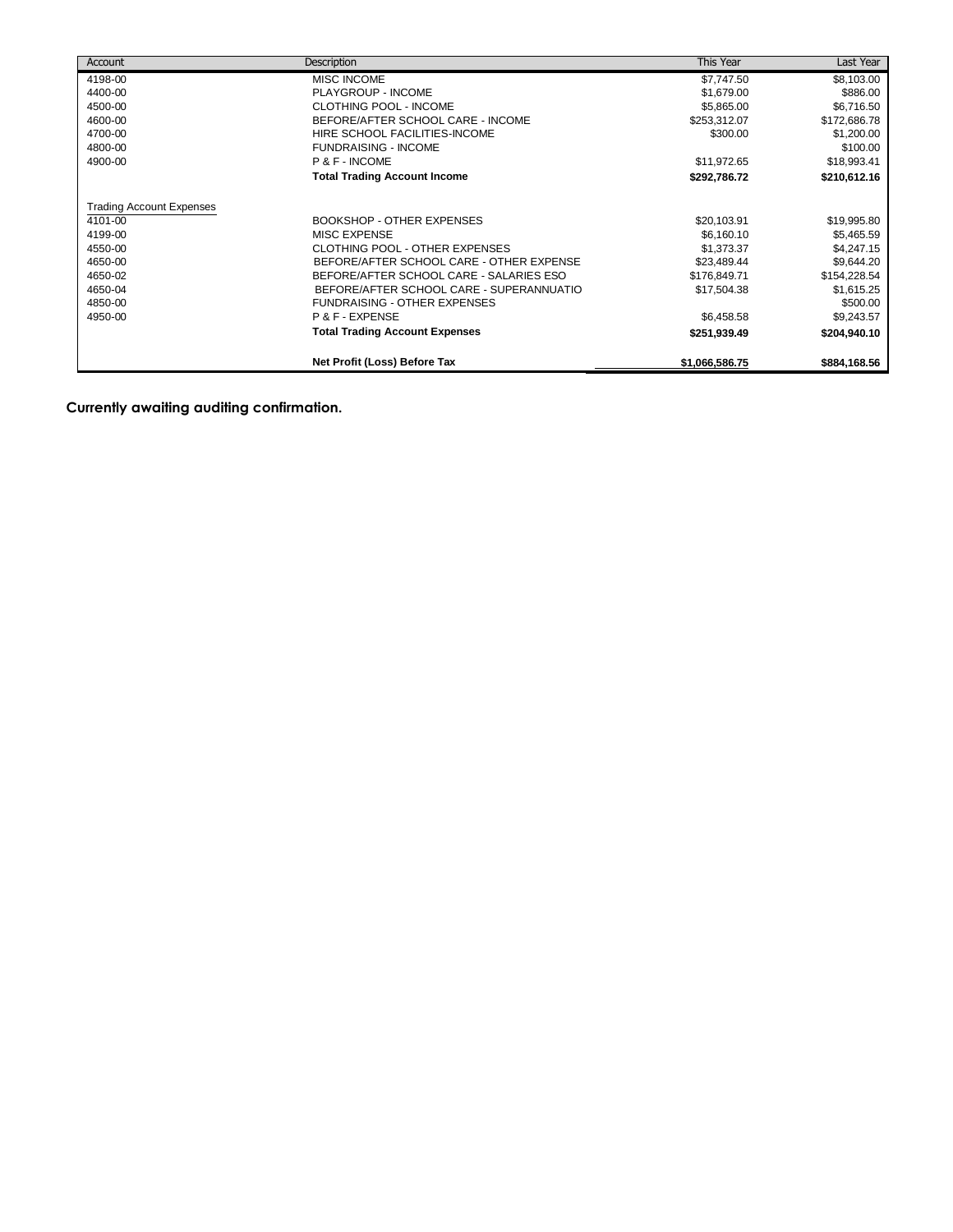| Account | Description | This Year | Last Year |
|---|---|---|---|
| 4198-00 | MISC INCOME | $7,747.50 | $8,103.00 |
| 4400-00 | PLAYGROUP - INCOME | $1,679.00 | $886.00 |
| 4500-00 | CLOTHING POOL - INCOME | $5,865.00 | $6,716.50 |
| 4600-00 | BEFORE/AFTER SCHOOL CARE - INCOME | $253,312.07 | $172,686.78 |
| 4700-00 | HIRE SCHOOL FACILITIES-INCOME | $300.00 | $1,200.00 |
| 4800-00 | FUNDRAISING - INCOME | | $100.00 |
| 4900-00 | P & F - INCOME | $11,972.65 | $18,993.41 |
| | **Total Trading Account Income** | **$292,786.72** | **$210,612.16** |
| Trading Account Expenses | | | |
| 4101-00 | BOOKSHOP - OTHER EXPENSES | $20,103.91 | $19,995.80 |
| 4199-00 | MISC EXPENSE | $6,160.10 | $5,465.59 |
| 4550-00 | CLOTHING POOL - OTHER EXPENSES | $1,373.37 | $4,247.15 |
| 4650-00 | BEFORE/AFTER SCHOOL CARE - OTHER EXPENSE | $23,489.44 | $9,644.20 |
| 4650-02 | BEFORE/AFTER SCHOOL CARE - SALARIES ESO | $176,849.71 | $154,228.54 |
| 4650-04 | BEFORE/AFTER SCHOOL CARE - SUPERANNUATIO | $17,504.38 | $1,615.25 |
| 4850-00 | FUNDRAISING - OTHER EXPENSES | | $500.00 |
| 4950-00 | P & F - EXPENSE | $6,458.58 | $9,243.57 |
| | **Total Trading Account Expenses** | **$251,939.49** | **$204,940.10** |
| | **Net Profit (Loss) Before Tax** | **$1,066,586.75** | **$884,168.56** |

**Currently awaiting auditing confirmation.**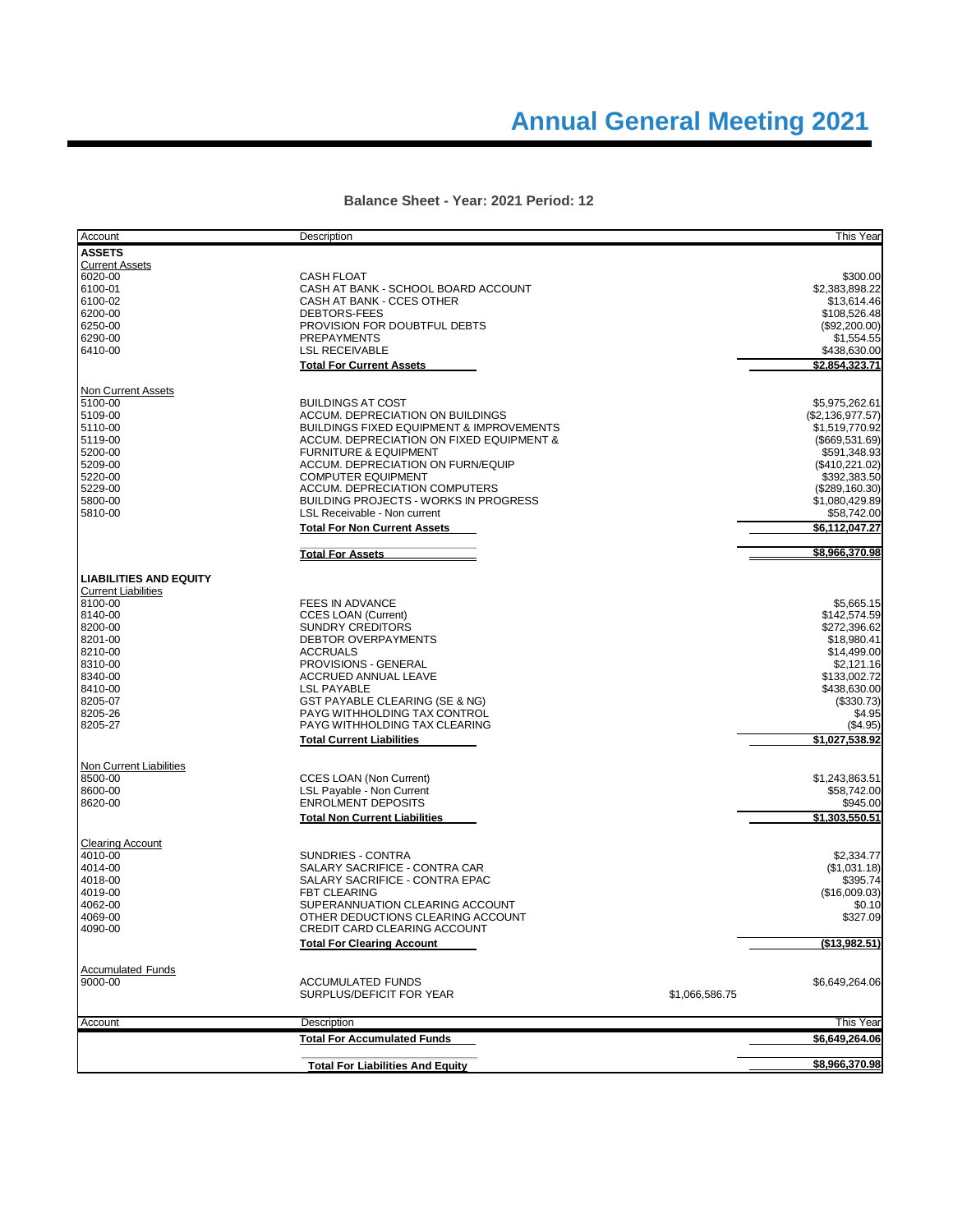# Annual General Meeting 2021

**Balance Sheet - Year: 2021 Period: 12**

| Account | Description | | This Year |
|---|---|---|---|
| **ASSETS** | | | |
| Current Assets | | | |
| 6020-00 | CASH FLOAT | | $300.00 |
| 6100-01 | CASH AT BANK - SCHOOL BOARD ACCOUNT | | $2,383,898.22 |
| 6100-02 | CASH AT BANK - CCES OTHER | | $13,614.46 |
| 6200-00 | DEBTORS-FEES | | $108,526.48 |
| 6250-00 | PROVISION FOR DOUBTFUL DEBTS | | ($92,200.00) |
| 6290-00 | PREPAYMENTS | | $1,554.55 |
| 6410-00 | LSL RECEIVABLE | | $438,630.00 |
| | **Total For Current Assets** | | **$2,854,323.71** |
| Non Current Assets | | | |
| 5100-00 | BUILDINGS AT COST | | $5,975,262.61 |
| 5109-00 | ACCUM. DEPRECIATION ON BUILDINGS | | ($2,136,977.57) |
| 5110-00 | BUILDINGS FIXED EQUIPMENT & IMPROVEMENTS | | $1,519,770.92 |
| 5119-00 | ACCUM. DEPRECIATION ON FIXED EQUIPMENT & | | ($669,531.69) |
| 5200-00 | FURNITURE & EQUIPMENT | | $591,348.93 |
| 5209-00 | ACCUM. DEPRECIATION ON FURN/EQUIP | | ($410,221.02) |
| 5220-00 | COMPUTER EQUIPMENT | | $392,383.50 |
| 5229-00 | ACCUM. DEPRECIATION COMPUTERS | | ($289,160.30) |
| 5800-00 | BUILDING PROJECTS - WORKS IN PROGRESS | | $1,080,429.89 |
| 5810-00 | LSL Receivable - Non current | | $58,742.00 |
| | **Total For Non Current Assets** | | **$6,112,047.27** |
| | **Total For Assets** | | **$8,966,370.98** |
| **LIABILITIES AND EQUITY** | | | |
| Current Liabilities | | | |
| 8100-00 | FEES IN ADVANCE | | $5,665.15 |
| 8140-00 | CCES LOAN (Current) | | $142,574.59 |
| 8200-00 | SUNDRY CREDITORS | | $272,396.62 |
| 8201-00 | DEBTOR OVERPAYMENTS | | $18,980.41 |
| 8210-00 | ACCRUALS | | $14,499.00 |
| 8310-00 | PROVISIONS - GENERAL | | $2,121.16 |
| 8340-00 | ACCRUED ANNUAL LEAVE | | $133,002.72 |
| 8410-00 | LSL PAYABLE | | $438,630.00 |
| 8205-07 | GST PAYABLE CLEARING (SE & NG) | | ($330.73) |
| 8205-26 | PAYG WITHHOLDING TAX CONTROL | | $4.95 |
| 8205-27 | PAYG WITHHOLDING TAX CLEARING | | ($4.95) |
| | **Total Current Liabilities** | | **$1,027,538.92** |
| Non Current Liabilities | | | |
| 8500-00 | CCES LOAN (Non Current) | | $1,243,863.51 |
| 8600-00 | LSL Payable - Non Current | | $58,742.00 |
| 8620-00 | ENROLMENT DEPOSITS | | $945.00 |
| | **Total Non Current Liabilities** | | **$1,303,550.51** |
| Clearing Account | | | |
| 4010-00 | SUNDRIES - CONTRA | | $2,334.77 |
| 4014-00 | SALARY SACRIFICE - CONTRA CAR | | ($1,031.18) |
| 4018-00 | SALARY SACRIFICE - CONTRA EPAC | | $395.74 |
| 4019-00 | FBT CLEARING | | ($16,009.03) |
| 4062-00 | SUPERANNUATION CLEARING ACCOUNT | | $0.10 |
| 4069-00 | OTHER DEDUCTIONS CLEARING ACCOUNT | | $327.09 |
| 4090-00 | CREDIT CARD CLEARING ACCOUNT | | |
| | **Total For Clearing Account** | | **($13,982.51)** |
| Accumulated Funds | | | |
| 9000-00 | ACCUMULATED FUNDS | | $6,649,264.06 |
| | SURPLUS/DEFICIT FOR YEAR | $1,066,586.75 | |
| | **Total For Accumulated Funds** | | **$6,649,264.06** |
| | **Total For Liabilities And Equity** | | **$8,966,370.98** |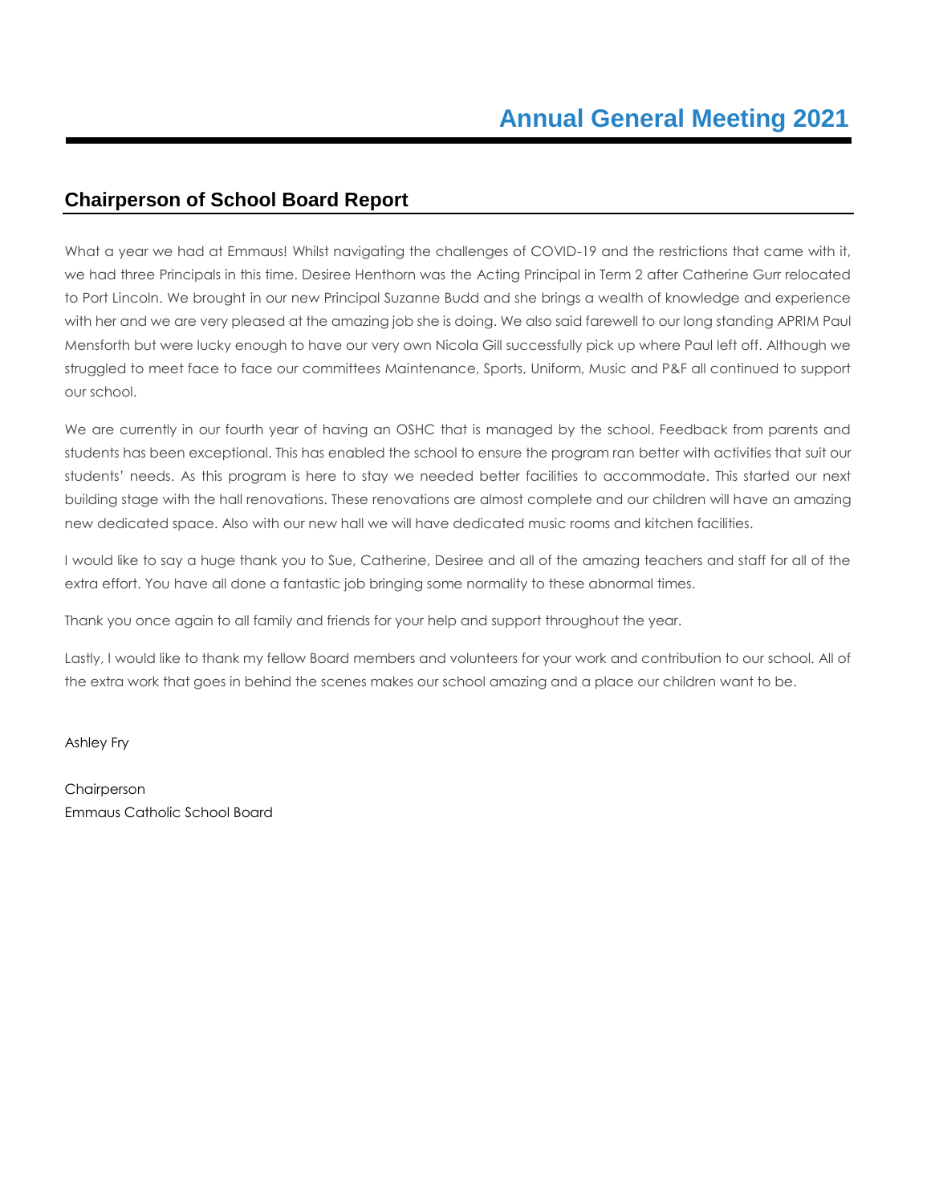# Annual General Meeting 2021

## Chairperson of School Board Report

What a year we had at Emmaus! Whilst navigating the challenges of COVID-19 and the restrictions that came with it, we had three Principals in this time. Desiree Henthorn was the Acting Principal in Term 2 after Catherine Gurr relocated to Port Lincoln. We brought in our new Principal Suzanne Budd and she brings a wealth of knowledge and experience with her and we are very pleased at the amazing job she is doing. We also said farewell to our long standing APRIM Paul Mensforth but were lucky enough to have our very own Nicola Gill successfully pick up where Paul left off. Although we struggled to meet face to face our committees Maintenance, Sports, Uniform, Music and P&F all continued to support our school.

We are currently in our fourth year of having an OSHC that is managed by the school. Feedback from parents and students has been exceptional. This has enabled the school to ensure the program ran better with activities that suit our students' needs. As this program is here to stay we needed better facilities to accommodate. This started our next building stage with the hall renovations. These renovations are almost complete and our children will have an amazing new dedicated space. Also with our new hall we will have dedicated music rooms and kitchen facilities.

I would like to say a huge thank you to Sue, Catherine, Desiree and all of the amazing teachers and staff for all of the extra effort. You have all done a fantastic job bringing some normality to these abnormal times.

Thank you once again to all family and friends for your help and support throughout the year.

Lastly, I would like to thank my fellow Board members and volunteers for your work and contribution to our school. All of the extra work that goes in behind the scenes makes our school amazing and a place our children want to be.

Ashley Fry

Chairperson
Emmaus Catholic School Board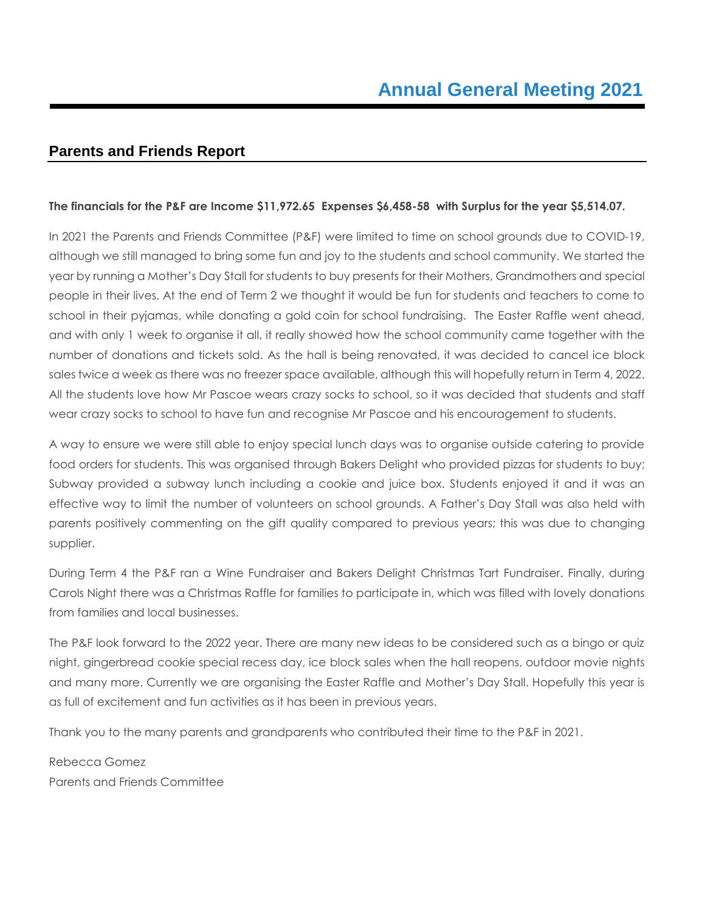# Annual General Meeting 2021

## Parents and Friends Report

**The financials for the P&F are Income $11,972.65 Expenses $6,458-58 with Surplus for the year $5,514.07.**

In 2021 the Parents and Friends Committee (P&F) were limited to time on school grounds due to COVID-19, although we still managed to bring some fun and joy to the students and school community. We started the year by running a Mother's Day Stall for students to buy presents for their Mothers, Grandmothers and special people in their lives. At the end of Term 2 we thought it would be fun for students and teachers to come to school in their pyjamas, while donating a gold coin for school fundraising. The Easter Raffle went ahead, and with only 1 week to organise it all, it really showed how the school community came together with the number of donations and tickets sold. As the hall is being renovated, it was decided to cancel ice block sales twice a week as there was no freezer space available, although this will hopefully return in Term 4, 2022. All the students love how Mr Pascoe wears crazy socks to school, so it was decided that students and staff wear crazy socks to school to have fun and recognise Mr Pascoe and his encouragement to students.

A way to ensure we were still able to enjoy special lunch days was to organise outside catering to provide food orders for students. This was organised through Bakers Delight who provided pizzas for students to buy; Subway provided a subway lunch including a cookie and juice box. Students enjoyed it and it was an effective way to limit the number of volunteers on school grounds. A Father's Day Stall was also held with parents positively commenting on the gift quality compared to previous years; this was due to changing supplier.

During Term 4 the P&F ran a Wine Fundraiser and Bakers Delight Christmas Tart Fundraiser. Finally, during Carols Night there was a Christmas Raffle for families to participate in, which was filled with lovely donations from families and local businesses.

The P&F look forward to the 2022 year. There are many new ideas to be considered such as a bingo or quiz night, gingerbread cookie special recess day, ice block sales when the hall reopens, outdoor movie nights and many more. Currently we are organising the Easter Raffle and Mother's Day Stall. Hopefully this year is as full of excitement and fun activities as it has been in previous years.

Thank you to the many parents and grandparents who contributed their time to the P&F in 2021.

Rebecca Gomez  
Parents and Friends Committee